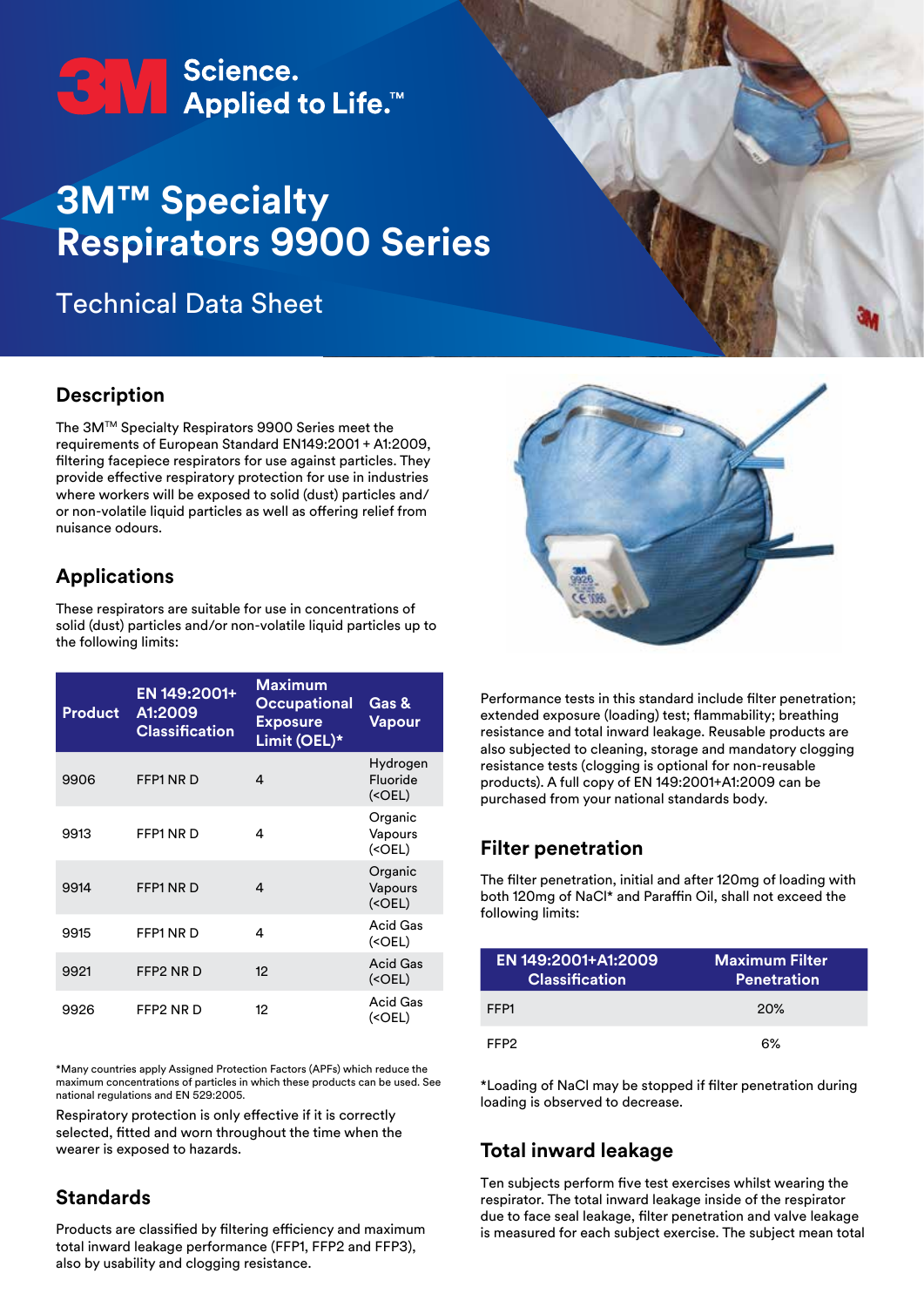3M Science. Applied to Life.™

# 3M™ Specialty Respirators 9900 Series

Technical Data Sheet

## Description

The 3M™ Specialty Respirators 9900 Series meet the requirements of European Standard EN149:2001 + A1:2009, filtering facepiece respirators for use against particles. They provide effective respiratory protection for use in industries where workers will be exposed to solid (dust) particles and/or non-volatile liquid particles as well as offering relief from nuisance odours.

## Applications

These respirators are suitable for use in concentrations of solid (dust) particles and/or non-volatile liquid particles up to the following limits:

| Product | EN 149:2001+ A1:2009 Classification | Maximum Occupational Exposure Limit (OEL)* | Gas & Vapour |
|---|---|---|---|
| 9906 | FFP1 NR D | 4 | Hydrogen Fluoride (<OEL) |
| 9913 | FFP1 NR D | 4 | Organic Vapours (<OEL) |
| 9914 | FFP1 NR D | 4 | Organic Vapours (<OEL) |
| 9915 | FFP1 NR D | 4 | Acid Gas (<OEL) |
| 9921 | FFP2 NR D | 12 | Acid Gas (<OEL) |
| 9926 | FFP2 NR D | 12 | Acid Gas (<OEL) |

*Many countries apply Assigned Protection Factors (APFs) which reduce the maximum concentrations of particles in which these products can be used. See national regulations and EN 529:2005.

Respiratory protection is only effective if it is correctly selected, fitted and worn throughout the time when the wearer is exposed to hazards.

## Standards

Products are classified by filtering efficiency and maximum total inward leakage performance (FFP1, FFP2 and FFP3), also by usability and clogging resistance.

Performance tests in this standard include filter penetration; extended exposure (loading) test; flammability; breathing resistance and total inward leakage. Reusable products are also subjected to cleaning, storage and mandatory clogging resistance tests (clogging is optional for non-reusable products). A full copy of EN 149:2001+A1:2009 can be purchased from your national standards body.

## Filter penetration

The filter penetration, initial and after 120mg of loading with both 120mg of NaCl* and Paraffin Oil, shall not exceed the following limits:

| EN 149:2001+A1:2009 Classification | Maximum Filter Penetration |
|---|---|
| FFP1 | 20% |
| FFP2 | 6% |

*Loading of NaCl may be stopped if filter penetration during loading is observed to decrease.

## Total inward leakage

Ten subjects perform five test exercises whilst wearing the respirator. The total inward leakage inside of the respirator due to face seal leakage, filter penetration and valve leakage is measured for each subject exercise. The subject mean total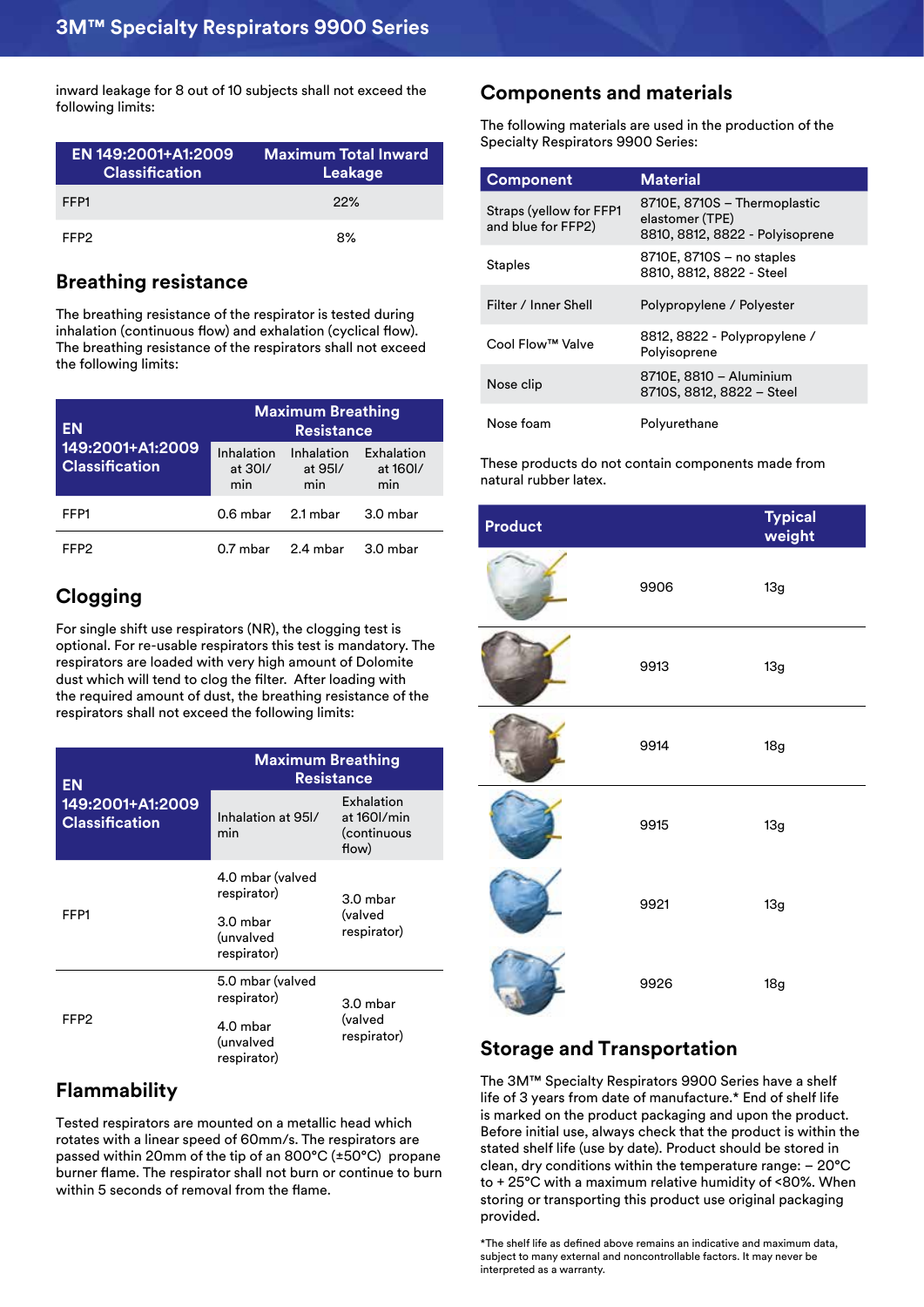inward leakage for 8 out of 10 subjects shall not exceed the following limits:

| EN 149:2001+A1:2009 Classification | Maximum Total Inward Leakage |
|---|---|
| FFP1 | 22% |
| FFP2 | 8% |

## Breathing resistance

The breathing resistance of the respirator is tested during inhalation (continuous flow) and exhalation (cyclical flow). The breathing resistance of the respirators shall not exceed the following limits:

| EN 149:2001+A1:2009 Classification | Maximum Breathing Resistance | | |
|---|---|---|---|
| | Inhalation at 30l/min | Inhalation at 95l/min | Exhalation at 160l/min |
| FFP1 | 0.6 mbar | 2.1 mbar | 3.0 mbar |
| FFP2 | 0.7 mbar | 2.4 mbar | 3.0 mbar |

## Clogging

For single shift use respirators (NR), the clogging test is optional. For re-usable respirators this test is mandatory. The respirators are loaded with very high amount of Dolomite dust which will tend to clog the filter. After loading with the required amount of dust, the breathing resistance of the respirators shall not exceed the following limits:

| EN 149:2001+A1:2009 Classification | Maximum Breathing Resistance | |
|---|---|---|
| | Inhalation at 95l/min | Exhalation at 160l/min (continuous flow) |
| FFP1 | 4.0 mbar (valved respirator)<br>3.0 mbar (unvalved respirator) | 3.0 mbar (valved respirator) |
| FFP2 | 5.0 mbar (valved respirator)<br>4.0 mbar (unvalved respirator) | 3.0 mbar (valved respirator) |

## Flammability

Tested respirators are mounted on a metallic head which rotates with a linear speed of 60mm/s. The respirators are passed within 20mm of the tip of an 800°C (±50°C) propane burner flame. The respirator shall not burn or continue to burn within 5 seconds of removal from the flame.

## Components and materials

The following materials are used in the production of the Specialty Respirators 9900 Series:

| Component | Material |
|---|---|
| Straps (yellow for FFP1 and blue for FFP2) | 8710E, 8710S – Thermoplastic elastomer (TPE)<br>8810, 8812, 8822 - Polyisoprene |
| Staples | 8710E, 8710S – no staples<br>8810, 8812, 8822 - Steel |
| Filter / Inner Shell | Polypropylene / Polyester |
| Cool Flow™ Valve | 8812, 8822 - Polypropylene / Polyisoprene |
| Nose clip | 8710E, 8810 – Aluminium<br>8710S, 8812, 8822 – Steel |
| Nose foam | Polyurethane |

These products do not contain components made from natural rubber latex.

| Product | | Typical weight |
|---|---|---|
| | 9906 | 13g |
| | 9913 | 13g |
| | 9914 | 18g |
| | 9915 | 13g |
| | 9921 | 13g |
| | 9926 | 18g |

## Storage and Transportation

The 3M™ Specialty Respirators 9900 Series have a shelf life of 3 years from date of manufacture.* End of shelf life is marked on the product packaging and upon the product. Before initial use, always check that the product is within the stated shelf life (use by date). Product should be stored in clean, dry conditions within the temperature range: – 20°C to + 25°C with a maximum relative humidity of <80%. When storing or transporting this product use original packaging provided.

*The shelf life as defined above remains an indicative and maximum data, subject to many external and noncontrollable factors. It may never be interpreted as a warranty.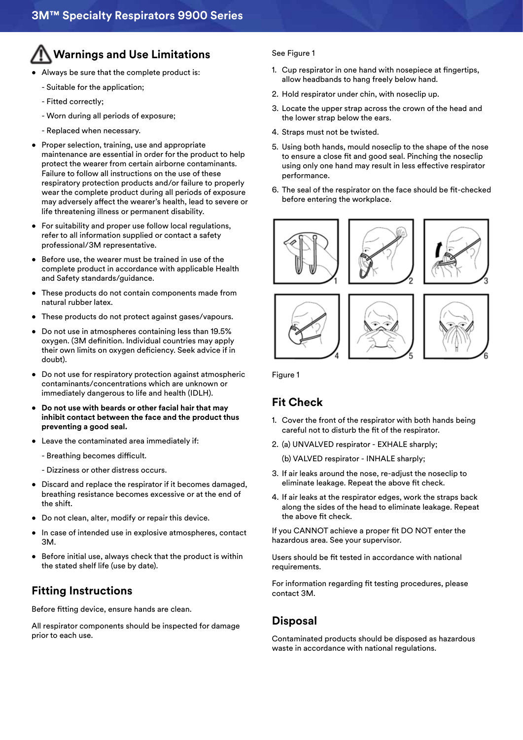## Warnings and Use Limitations

- Always be sure that the complete product is:
  - Suitable for the application;
  - Fitted correctly;
  - Worn during all periods of exposure;
  - Replaced when necessary.
- Proper selection, training, use and appropriate maintenance are essential in order for the product to help protect the wearer from certain airborne contaminants. Failure to follow all instructions on the use of these respiratory protection products and/or failure to properly wear the complete product during all periods of exposure may adversely affect the wearer's health, lead to severe or life threatening illness or permanent disability.
- For suitability and proper use follow local regulations, refer to all information supplied or contact a safety professional/3M representative.
- Before use, the wearer must be trained in use of the complete product in accordance with applicable Health and Safety standards/guidance.
- These products do not contain components made from natural rubber latex.
- These products do not protect against gases/vapours.
- Do not use in atmospheres containing less than 19.5% oxygen. (3M definition. Individual countries may apply their own limits on oxygen deficiency. Seek advice if in doubt).
- Do not use for respiratory protection against atmospheric contaminants/concentrations which are unknown or immediately dangerous to life and health (IDLH).
- **Do not use with beards or other facial hair that may inhibit contact between the face and the product thus preventing a good seal.**
- Leave the contaminated area immediately if:
  - Breathing becomes difficult.
  - Dizziness or other distress occurs.
- Discard and replace the respirator if it becomes damaged, breathing resistance becomes excessive or at the end of the shift.
- Do not clean, alter, modify or repair this device.
- In case of intended use in explosive atmospheres, contact 3M.
- Before initial use, always check that the product is within the stated shelf life (use by date).

## Fitting Instructions

Before fitting device, ensure hands are clean.

All respirator components should be inspected for damage prior to each use.

See Figure 1

1. Cup respirator in one hand with nosepiece at fingertips, allow headbands to hang freely below hand.
2. Hold respirator under chin, with noseclip up.
3. Locate the upper strap across the crown of the head and the lower strap below the ears.
4. Straps must not be twisted.
5. Using both hands, mould noseclip to the shape of the nose to ensure a close fit and good seal. Pinching the noseclip using only one hand may result in less effective respirator performance.
6. The seal of the respirator on the face should be fit-checked before entering the workplace.

Figure 1

## Fit Check

1. Cover the front of the respirator with both hands being careful not to disturb the fit of the respirator.
2. (a) UNVALVED respirator - EXHALE sharply;

   (b) VALVED respirator - INHALE sharply;
3. If air leaks around the nose, re-adjust the noseclip to eliminate leakage. Repeat the above fit check.
4. If air leaks at the respirator edges, work the straps back along the sides of the head to eliminate leakage. Repeat the above fit check.

If you CANNOT achieve a proper fit DO NOT enter the hazardous area. See your supervisor.

Users should be fit tested in accordance with national requirements.

For information regarding fit testing procedures, please contact 3M.

## Disposal

Contaminated products should be disposed as hazardous waste in accordance with national regulations.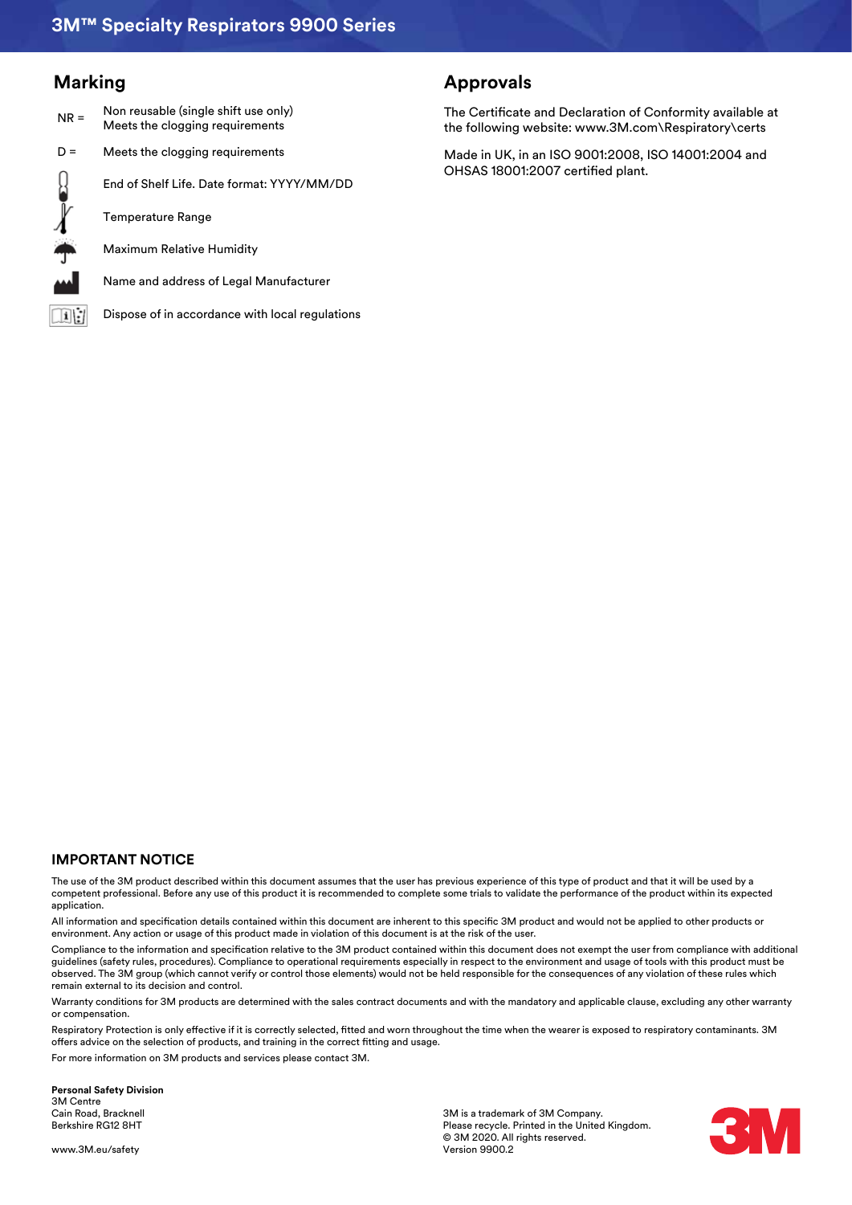## Marking

| | |
|---|---|
| NR = | Non reusable (single shift use only)<br>Meets the clogging requirements |
| D = | Meets the clogging requirements |
| | End of Shelf Life. Date format: YYYY/MM/DD |
| | Temperature Range |
| | Maximum Relative Humidity |
| | Name and address of Legal Manufacturer |
| | Dispose of in accordance with local regulations |

## Approvals

The Certificate and Declaration of Conformity available at the following website: www.3M.com\Respiratory\certs

Made in UK, in an ISO 9001:2008, ISO 14001:2004 and OHSAS 18001:2007 certified plant.

### IMPORTANT NOTICE

The use of the 3M product described within this document assumes that the user has previous experience of this type of product and that it will be used by a competent professional. Before any use of this product it is recommended to complete some trials to validate the performance of the product within its expected application.

All information and specification details contained within this document are inherent to this specific 3M product and would not be applied to other products or environment. Any action or usage of this product made in violation of this document is at the risk of the user.

Compliance to the information and specification relative to the 3M product contained within this document does not exempt the user from compliance with additional guidelines (safety rules, procedures). Compliance to operational requirements especially in respect to the environment and usage of tools with this product must be observed. The 3M group (which cannot verify or control those elements) would not be held responsible for the consequences of any violation of these rules which remain external to its decision and control.

Warranty conditions for 3M products are determined with the sales contract documents and with the mandatory and applicable clause, excluding any other warranty or compensation.

Respiratory Protection is only effective if it is correctly selected, fitted and worn throughout the time when the wearer is exposed to respiratory contaminants. 3M offers advice on the selection of products, and training in the correct fitting and usage.

For more information on 3M products and services please contact 3M.

**Personal Safety Division**
3M Centre
Cain Road, Bracknell
Berkshire RG12 8HT

www.3M.eu/safety

3M is a trademark of 3M Company.
Please recycle. Printed in the United Kingdom.
© 3M 2020. All rights reserved.
Version 9900.2